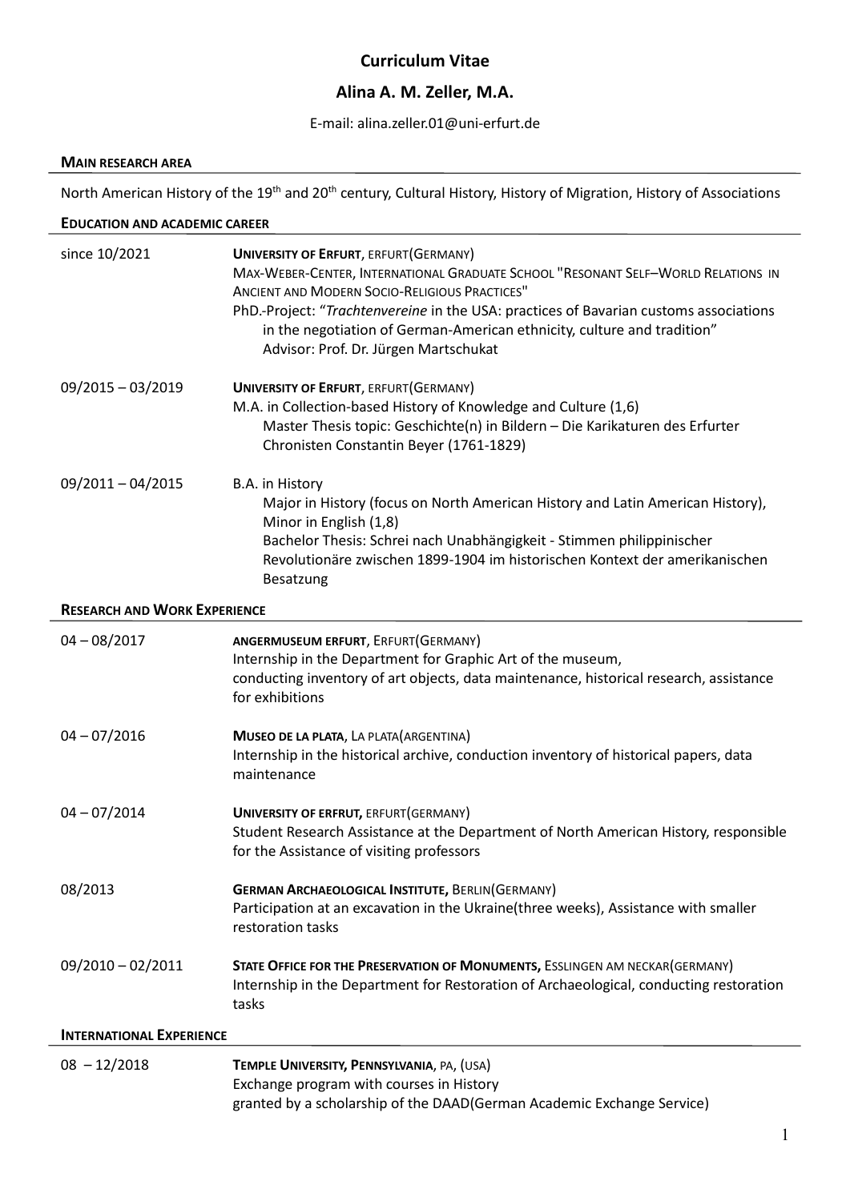# Curriculum Vitae

## Alina A. M. Zeller, M.A.

E-mail: alina.zeller.01@uni-erfurt.de

### MAIN RESEARCH AREA

North American History of the 19th and 20th century, Cultural History, History of Migration, History of Associations

### EDUCATION AND ACADEMIC CAREER

**since 10/2021**
**UNIVERSITY OF ERFURT**, ERFURT(GERMANY)
MAX-WEBER-CENTER, INTERNATIONAL GRADUATE SCHOOL "RESONANT SELF–WORLD RELATIONS IN ANCIENT AND MODERN SOCIO-RELIGIOUS PRACTICES"
PhD.-Project: "*Trachtenvereine* in the USA: practices of Bavarian customs associations in the negotiation of German-American ethnicity, culture and tradition"
Advisor: Prof. Dr. Jürgen Martschukat

**09/2015 – 03/2019**
**UNIVERSITY OF ERFURT**, ERFURT(GERMANY)
M.A. in Collection-based History of Knowledge and Culture (1,6)
Master Thesis topic: Geschichte(n) in Bildern – Die Karikaturen des Erfurter Chronisten Constantin Beyer (1761-1829)

**09/2011 – 04/2015**
B.A. in History
Major in History (focus on North American History and Latin American History), Minor in English (1,8)
Bachelor Thesis: Schrei nach Unabhängigkeit - Stimmen philippinischer Revolutionäre zwischen 1899-1904 im historischen Kontext der amerikanischen Besatzung

### RESEARCH AND WORK EXPERIENCE

**04 – 08/2017**
**ANGERMUSEUM ERFURT**, ERFURT(GERMANY)
Internship in the Department for Graphic Art of the museum,
conducting inventory of art objects, data maintenance, historical research, assistance for exhibitions

**04 – 07/2016**
**MUSEO DE LA PLATA**, LA PLATA(ARGENTINA)
Internship in the historical archive, conduction inventory of historical papers, data maintenance

**04 – 07/2014**
**UNIVERSITY OF ERFRUT,** ERFURT(GERMANY)
Student Research Assistance at the Department of North American History, responsible for the Assistance of visiting professors

**08/2013**
**GERMAN ARCHAEOLOGICAL INSTITUTE,** BERLIN(GERMANY)
Participation at an excavation in the Ukraine(three weeks), Assistance with smaller restoration tasks

**09/2010 – 02/2011**
**STATE OFFICE FOR THE PRESERVATION OF MONUMENTS,** ESSLINGEN AM NECKAR(GERMANY)
Internship in the Department for Restoration of Archaeological, conducting restoration tasks

### INTERNATIONAL EXPERIENCE

**08 – 12/2018**
**TEMPLE UNIVERSITY, PENNSYLVANIA**, PA, (USA)
Exchange program with courses in History
granted by a scholarship of the DAAD(German Academic Exchange Service)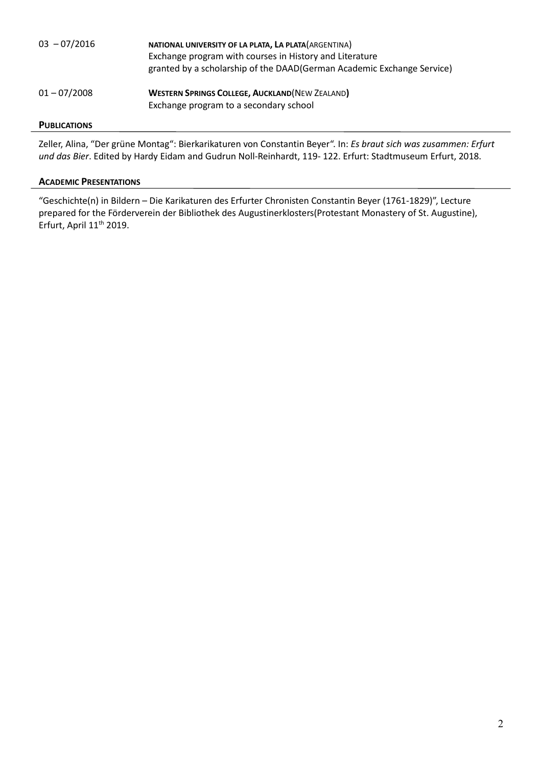| | |
|---|---|
| 03 – 07/2016 | **NATIONAL UNIVERSITY OF LA PLATA, LA PLATA**(ARGENTINA)<br>Exchange program with courses in History and Literature<br>granted by a scholarship of the DAAD(German Academic Exchange Service) |
| 01 – 07/2008 | **WESTERN SPRINGS COLLEGE, AUCKLAND**(NEW ZEALAND**)**<br>Exchange program to a secondary school |

## PUBLICATIONS

Zeller, Alina, "Der grüne Montag": Bierkarikaturen von Constantin Beyer". In: *Es braut sich was zusammen: Erfurt und das Bier*. Edited by Hardy Eidam and Gudrun Noll-Reinhardt, 119- 122. Erfurt: Stadtmuseum Erfurt, 2018.

## ACADEMIC PRESENTATIONS

"Geschichte(n) in Bildern – Die Karikaturen des Erfurter Chronisten Constantin Beyer (1761-1829)", Lecture prepared for the Förderverein der Bibliothek des Augustinerklosters(Protestant Monastery of St. Augustine), Erfurt, April 11th 2019.